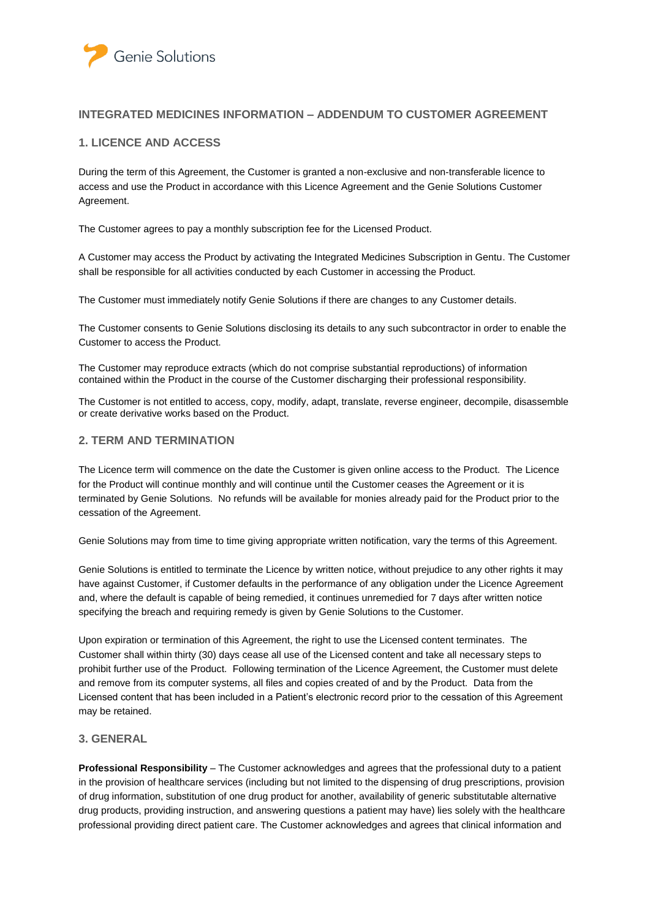# INTEGRATED MEDICINES INFORMATION – ADDENDUM TO CUSTOMER AGREEMENT

## 1. LICENCE AND ACCESS

During the term of this Agreement, the Customer is granted a non-exclusive and non-transferable licence to access and use the Product in accordance with this Licence Agreement and the Genie Solutions Customer Agreement.

The Customer agrees to pay a monthly subscription fee for the Licensed Product.

A Customer may access the Product by activating the Integrated Medicines Subscription in Gentu. The Customer shall be responsible for all activities conducted by each Customer in accessing the Product.

The Customer must immediately notify Genie Solutions if there are changes to any Customer details.

The Customer consents to Genie Solutions disclosing its details to any such subcontractor in order to enable the Customer to access the Product.

The Customer may reproduce extracts (which do not comprise substantial reproductions) of information contained within the Product in the course of the Customer discharging their professional responsibility.

The Customer is not entitled to access, copy, modify, adapt, translate, reverse engineer, decompile, disassemble or create derivative works based on the Product.

## 2. TERM AND TERMINATION

The Licence term will commence on the date the Customer is given online access to the Product. The Licence for the Product will continue monthly and will continue until the Customer ceases the Agreement or it is terminated by Genie Solutions. No refunds will be available for monies already paid for the Product prior to the cessation of the Agreement.

Genie Solutions may from time to time giving appropriate written notification, vary the terms of this Agreement.

Genie Solutions is entitled to terminate the Licence by written notice, without prejudice to any other rights it may have against Customer, if Customer defaults in the performance of any obligation under the Licence Agreement and, where the default is capable of being remedied, it continues unremedied for 7 days after written notice specifying the breach and requiring remedy is given by Genie Solutions to the Customer.

Upon expiration or termination of this Agreement, the right to use the Licensed content terminates. The Customer shall within thirty (30) days cease all use of the Licensed content and take all necessary steps to prohibit further use of the Product. Following termination of the Licence Agreement, the Customer must delete and remove from its computer systems, all files and copies created of and by the Product. Data from the Licensed content that has been included in a Patient's electronic record prior to the cessation of this Agreement may be retained.

## 3. GENERAL

**Professional Responsibility** – The Customer acknowledges and agrees that the professional duty to a patient in the provision of healthcare services (including but not limited to the dispensing of drug prescriptions, provision of drug information, substitution of one drug product for another, availability of generic substitutable alternative drug products, providing instruction, and answering questions a patient may have) lies solely with the healthcare professional providing direct patient care. The Customer acknowledges and agrees that clinical information and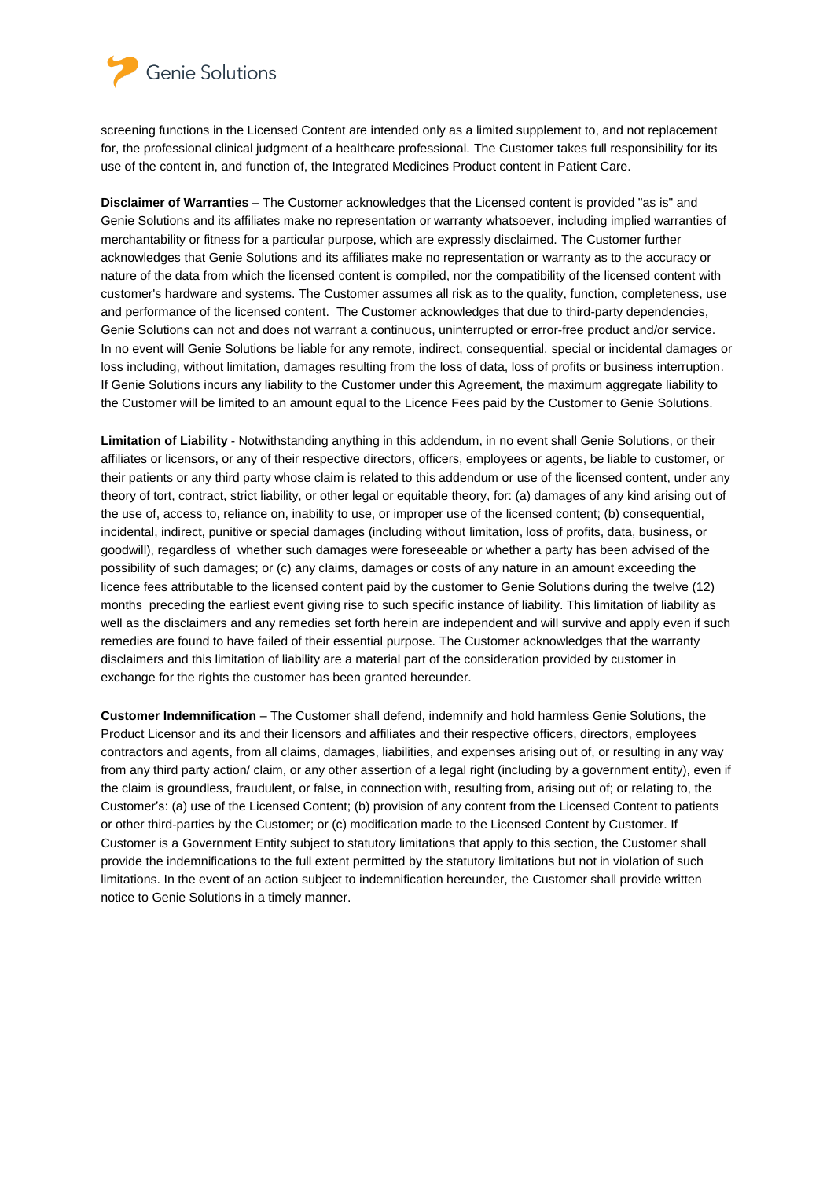screening functions in the Licensed Content are intended only as a limited supplement to, and not replacement for, the professional clinical judgment of a healthcare professional. The Customer takes full responsibility for its use of the content in, and function of, the Integrated Medicines Product content in Patient Care.

**Disclaimer of Warranties** – The Customer acknowledges that the Licensed content is provided "as is" and Genie Solutions and its affiliates make no representation or warranty whatsoever, including implied warranties of merchantability or fitness for a particular purpose, which are expressly disclaimed. The Customer further acknowledges that Genie Solutions and its affiliates make no representation or warranty as to the accuracy or nature of the data from which the licensed content is compiled, nor the compatibility of the licensed content with customer's hardware and systems. The Customer assumes all risk as to the quality, function, completeness, use and performance of the licensed content. The Customer acknowledges that due to third-party dependencies, Genie Solutions can not and does not warrant a continuous, uninterrupted or error-free product and/or service. In no event will Genie Solutions be liable for any remote, indirect, consequential, special or incidental damages or loss including, without limitation, damages resulting from the loss of data, loss of profits or business interruption. If Genie Solutions incurs any liability to the Customer under this Agreement, the maximum aggregate liability to the Customer will be limited to an amount equal to the Licence Fees paid by the Customer to Genie Solutions.

**Limitation of Liability** - Notwithstanding anything in this addendum, in no event shall Genie Solutions, or their affiliates or licensors, or any of their respective directors, officers, employees or agents, be liable to customer, or their patients or any third party whose claim is related to this addendum or use of the licensed content, under any theory of tort, contract, strict liability, or other legal or equitable theory, for: (a) damages of any kind arising out of the use of, access to, reliance on, inability to use, or improper use of the licensed content; (b) consequential, incidental, indirect, punitive or special damages (including without limitation, loss of profits, data, business, or goodwill), regardless of whether such damages were foreseeable or whether a party has been advised of the possibility of such damages; or (c) any claims, damages or costs of any nature in an amount exceeding the licence fees attributable to the licensed content paid by the customer to Genie Solutions during the twelve (12) months preceding the earliest event giving rise to such specific instance of liability. This limitation of liability as well as the disclaimers and any remedies set forth herein are independent and will survive and apply even if such remedies are found to have failed of their essential purpose. The Customer acknowledges that the warranty disclaimers and this limitation of liability are a material part of the consideration provided by customer in exchange for the rights the customer has been granted hereunder.

**Customer Indemnification** – The Customer shall defend, indemnify and hold harmless Genie Solutions, the Product Licensor and its and their licensors and affiliates and their respective officers, directors, employees contractors and agents, from all claims, damages, liabilities, and expenses arising out of, or resulting in any way from any third party action/ claim, or any other assertion of a legal right (including by a government entity), even if the claim is groundless, fraudulent, or false, in connection with, resulting from, arising out of; or relating to, the Customer's: (a) use of the Licensed Content; (b) provision of any content from the Licensed Content to patients or other third-parties by the Customer; or (c) modification made to the Licensed Content by Customer. If Customer is a Government Entity subject to statutory limitations that apply to this section, the Customer shall provide the indemnifications to the full extent permitted by the statutory limitations but not in violation of such limitations. In the event of an action subject to indemnification hereunder, the Customer shall provide written notice to Genie Solutions in a timely manner.